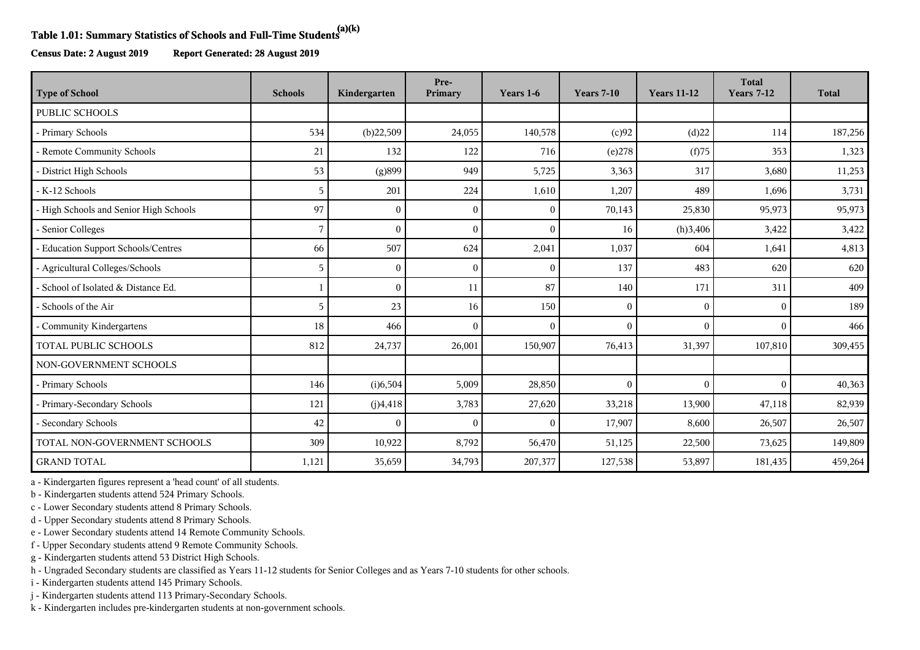# Table 1.01: Summary Statistics of Schools and Full-Time Students[a][k]

**Census Date: 2 August 2019** **Report Generated: 28 August 2019**

| Type of School | Schools | Kindergarten | Pre-Primary | Years 1-6 | Years 7-10 | Years 11-12 | Total Years 7-12 | Total |
|---|---|---|---|---|---|---|---|---|
| PUBLIC SCHOOLS | | | | | | | | |
| - Primary Schools | 534 | (b)22,509 | 24,055 | 140,578 | (c)92 | (d)22 | 114 | 187,256 |
| - Remote Community Schools | 21 | 132 | 122 | 716 | (e)278 | (f)75 | 353 | 1,323 |
| - District High Schools | 53 | (g)899 | 949 | 5,725 | 3,363 | 317 | 3,680 | 11,253 |
| - K-12 Schools | 5 | 201 | 224 | 1,610 | 1,207 | 489 | 1,696 | 3,731 |
| - High Schools and Senior High Schools | 97 | 0 | 0 | 0 | 70,143 | 25,830 | 95,973 | 95,973 |
| - Senior Colleges | 7 | 0 | 0 | 0 | 16 | (h)3,406 | 3,422 | 3,422 |
| - Education Support Schools/Centres | 66 | 507 | 624 | 2,041 | 1,037 | 604 | 1,641 | 4,813 |
| - Agricultural Colleges/Schools | 5 | 0 | 0 | 0 | 137 | 483 | 620 | 620 |
| - School of Isolated & Distance Ed. | 1 | 0 | 11 | 87 | 140 | 171 | 311 | 409 |
| - Schools of the Air | 5 | 23 | 16 | 150 | 0 | 0 | 0 | 189 |
| - Community Kindergartens | 18 | 466 | 0 | 0 | 0 | 0 | 0 | 466 |
| TOTAL PUBLIC SCHOOLS | 812 | 24,737 | 26,001 | 150,907 | 76,413 | 31,397 | 107,810 | 309,455 |
| NON-GOVERNMENT SCHOOLS | | | | | | | | |
| - Primary Schools | 146 | (i)6,504 | 5,009 | 28,850 | 0 | 0 | 0 | 40,363 |
| - Primary-Secondary Schools | 121 | (j)4,418 | 3,783 | 27,620 | 33,218 | 13,900 | 47,118 | 82,939 |
| - Secondary Schools | 42 | 0 | 0 | 0 | 17,907 | 8,600 | 26,507 | 26,507 |
| TOTAL NON-GOVERNMENT SCHOOLS | 309 | 10,922 | 8,792 | 56,470 | 51,125 | 22,500 | 73,625 | 149,809 |
| GRAND TOTAL | 1,121 | 35,659 | 34,793 | 207,377 | 127,538 | 53,897 | 181,435 | 459,264 |

a - Kindergarten figures represent a 'head count' of all students.
b - Kindergarten students attend 524 Primary Schools.
c - Lower Secondary students attend 8 Primary Schools.
d - Upper Secondary students attend 8 Primary Schools.
e - Lower Secondary students attend 14 Remote Community Schools.
f - Upper Secondary students attend 9 Remote Community Schools.
g - Kindergarten students attend 53 District High Schools.
h - Ungraded Secondary students are classified as Years 11-12 students for Senior Colleges and as Years 7-10 students for other schools.
i - Kindergarten students attend 145 Primary Schools.
j - Kindergarten students attend 113 Primary-Secondary Schools.
k - Kindergarten includes pre-kindergarten students at non-government schools.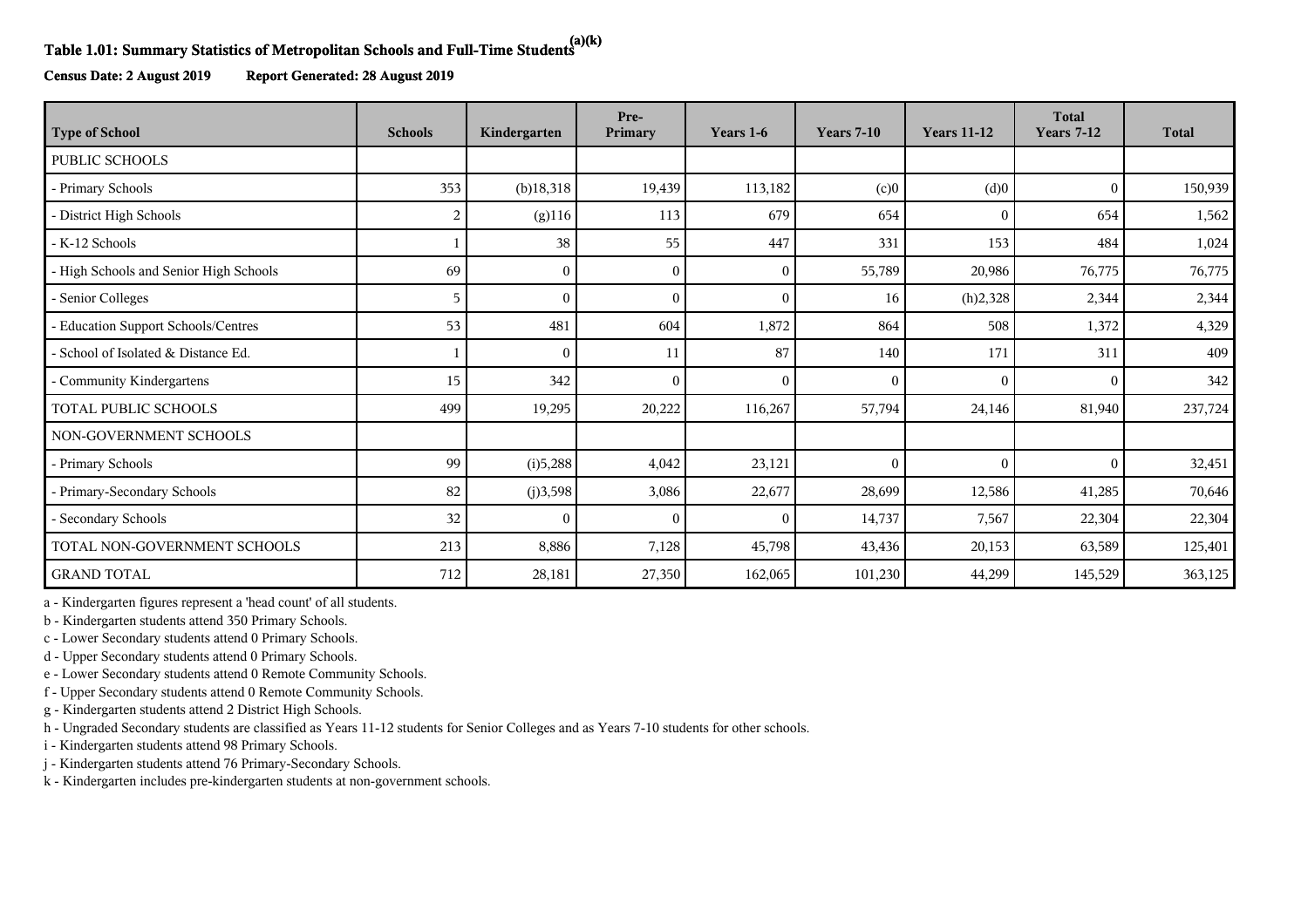### Table 1.01: Summary Statistics of Metropolitan Schools and Full-Time Students[(a)(k)]

**Census Date: 2 August 2019** **Report Generated: 28 August 2019**

| Type of School | Schools | Kindergarten | Pre-Primary | Years 1-6 | Years 7-10 | Years 11-12 | Total Years 7-12 | Total |
|---|---|---|---|---|---|---|---|---|
| PUBLIC SCHOOLS | | | | | | | | |
| - Primary Schools | 353 | (b)18,318 | 19,439 | 113,182 | (c)0 | (d)0 | 0 | 150,939 |
| - District High Schools | 2 | (g)116 | 113 | 679 | 654 | 0 | 654 | 1,562 |
| - K-12 Schools | 1 | 38 | 55 | 447 | 331 | 153 | 484 | 1,024 |
| - High Schools and Senior High Schools | 69 | 0 | 0 | 0 | 55,789 | 20,986 | 76,775 | 76,775 |
| - Senior Colleges | 5 | 0 | 0 | 0 | 16 | (h)2,328 | 2,344 | 2,344 |
| - Education Support Schools/Centres | 53 | 481 | 604 | 1,872 | 864 | 508 | 1,372 | 4,329 |
| - School of Isolated & Distance Ed. | 1 | 0 | 11 | 87 | 140 | 171 | 311 | 409 |
| - Community Kindergartens | 15 | 342 | 0 | 0 | 0 | 0 | 0 | 342 |
| TOTAL PUBLIC SCHOOLS | 499 | 19,295 | 20,222 | 116,267 | 57,794 | 24,146 | 81,940 | 237,724 |
| NON-GOVERNMENT SCHOOLS | | | | | | | | |
| - Primary Schools | 99 | (i)5,288 | 4,042 | 23,121 | 0 | 0 | 0 | 32,451 |
| - Primary-Secondary Schools | 82 | (j)3,598 | 3,086 | 22,677 | 28,699 | 12,586 | 41,285 | 70,646 |
| - Secondary Schools | 32 | 0 | 0 | 0 | 14,737 | 7,567 | 22,304 | 22,304 |
| TOTAL NON-GOVERNMENT SCHOOLS | 213 | 8,886 | 7,128 | 45,798 | 43,436 | 20,153 | 63,589 | 125,401 |
| GRAND TOTAL | 712 | 28,181 | 27,350 | 162,065 | 101,230 | 44,299 | 145,529 | 363,125 |

a - Kindergarten figures represent a 'head count' of all students.
b - Kindergarten students attend 350 Primary Schools.
c - Lower Secondary students attend 0 Primary Schools.
d - Upper Secondary students attend 0 Primary Schools.
e - Lower Secondary students attend 0 Remote Community Schools.
f - Upper Secondary students attend 0 Remote Community Schools.
g - Kindergarten students attend 2 District High Schools.
h - Ungraded Secondary students are classified as Years 11-12 students for Senior Colleges and as Years 7-10 students for other schools.
i - Kindergarten students attend 98 Primary Schools.
j - Kindergarten students attend 76 Primary-Secondary Schools.
k - Kindergarten includes pre-kindergarten students at non-government schools.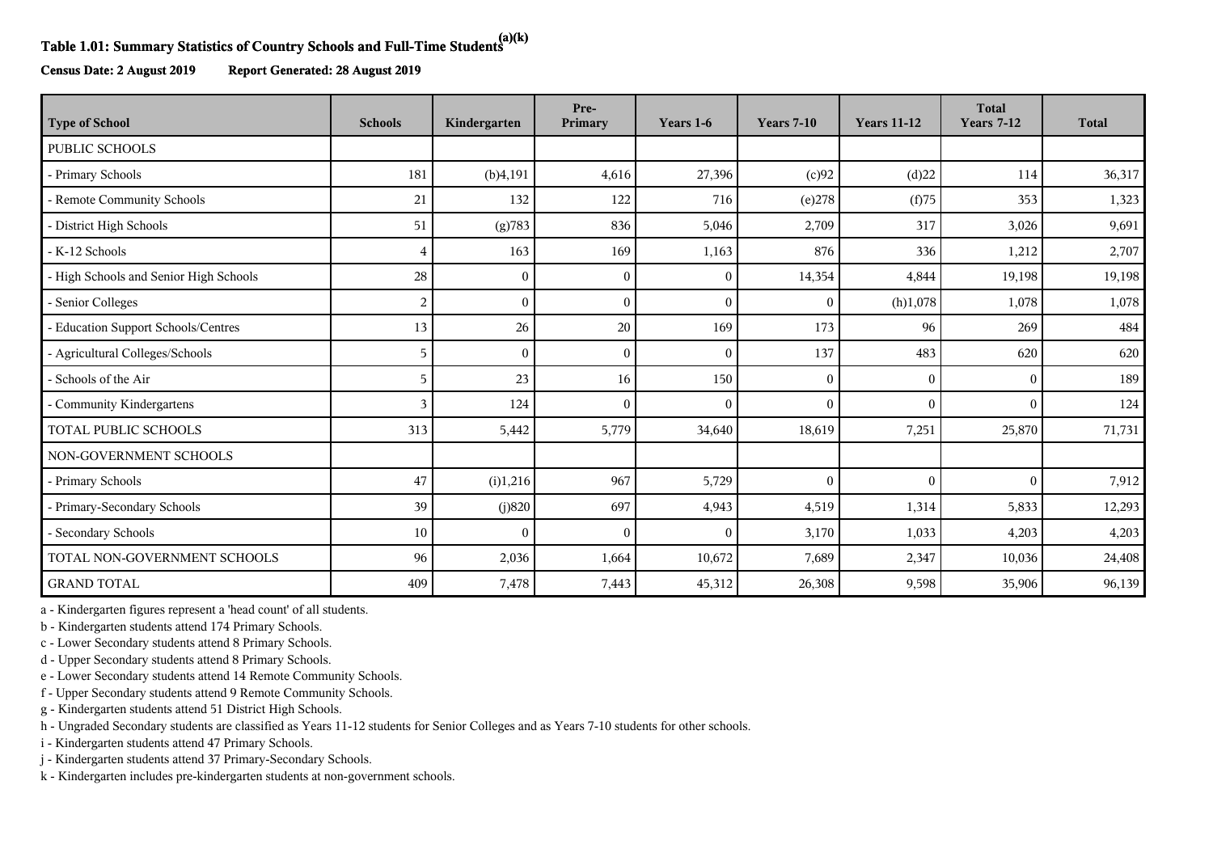**Table 1.01: Summary Statistics of Country Schools and Full-Time Students[(a)(k)]**

**Census Date: 2 August 2019** **Report Generated: 28 August 2019**

| Type of School | Schools | Kindergarten | Pre-Primary | Years 1-6 | Years 7-10 | Years 11-12 | Total Years 7-12 | Total |
|---|---|---|---|---|---|---|---|---|
| PUBLIC SCHOOLS | | | | | | | | |
| - Primary Schools | 181 | (b)4,191 | 4,616 | 27,396 | (c)92 | (d)22 | 114 | 36,317 |
| - Remote Community Schools | 21 | 132 | 122 | 716 | (e)278 | (f)75 | 353 | 1,323 |
| - District High Schools | 51 | (g)783 | 836 | 5,046 | 2,709 | 317 | 3,026 | 9,691 |
| - K-12 Schools | 4 | 163 | 169 | 1,163 | 876 | 336 | 1,212 | 2,707 |
| - High Schools and Senior High Schools | 28 | 0 | 0 | 0 | 14,354 | 4,844 | 19,198 | 19,198 |
| - Senior Colleges | 2 | 0 | 0 | 0 | 0 | (h)1,078 | 1,078 | 1,078 |
| - Education Support Schools/Centres | 13 | 26 | 20 | 169 | 173 | 96 | 269 | 484 |
| - Agricultural Colleges/Schools | 5 | 0 | 0 | 0 | 137 | 483 | 620 | 620 |
| - Schools of the Air | 5 | 23 | 16 | 150 | 0 | 0 | 0 | 189 |
| - Community Kindergartens | 3 | 124 | 0 | 0 | 0 | 0 | 0 | 124 |
| TOTAL PUBLIC SCHOOLS | 313 | 5,442 | 5,779 | 34,640 | 18,619 | 7,251 | 25,870 | 71,731 |
| NON-GOVERNMENT SCHOOLS | | | | | | | | |
| - Primary Schools | 47 | (i)1,216 | 967 | 5,729 | 0 | 0 | 0 | 7,912 |
| - Primary-Secondary Schools | 39 | (j)820 | 697 | 4,943 | 4,519 | 1,314 | 5,833 | 12,293 |
| - Secondary Schools | 10 | 0 | 0 | 0 | 3,170 | 1,033 | 4,203 | 4,203 |
| TOTAL NON-GOVERNMENT SCHOOLS | 96 | 2,036 | 1,664 | 10,672 | 7,689 | 2,347 | 10,036 | 24,408 |
| GRAND TOTAL | 409 | 7,478 | 7,443 | 45,312 | 26,308 | 9,598 | 35,906 | 96,139 |

a - Kindergarten figures represent a 'head count' of all students.
b - Kindergarten students attend 174 Primary Schools.
c - Lower Secondary students attend 8 Primary Schools.
d - Upper Secondary students attend 8 Primary Schools.
e - Lower Secondary students attend 14 Remote Community Schools.
f - Upper Secondary students attend 9 Remote Community Schools.
g - Kindergarten students attend 51 District High Schools.
h - Ungraded Secondary students are classified as Years 11-12 students for Senior Colleges and as Years 7-10 students for other schools.
i - Kindergarten students attend 47 Primary Schools.
j - Kindergarten students attend 37 Primary-Secondary Schools.
k - Kindergarten includes pre-kindergarten students at non-government schools.